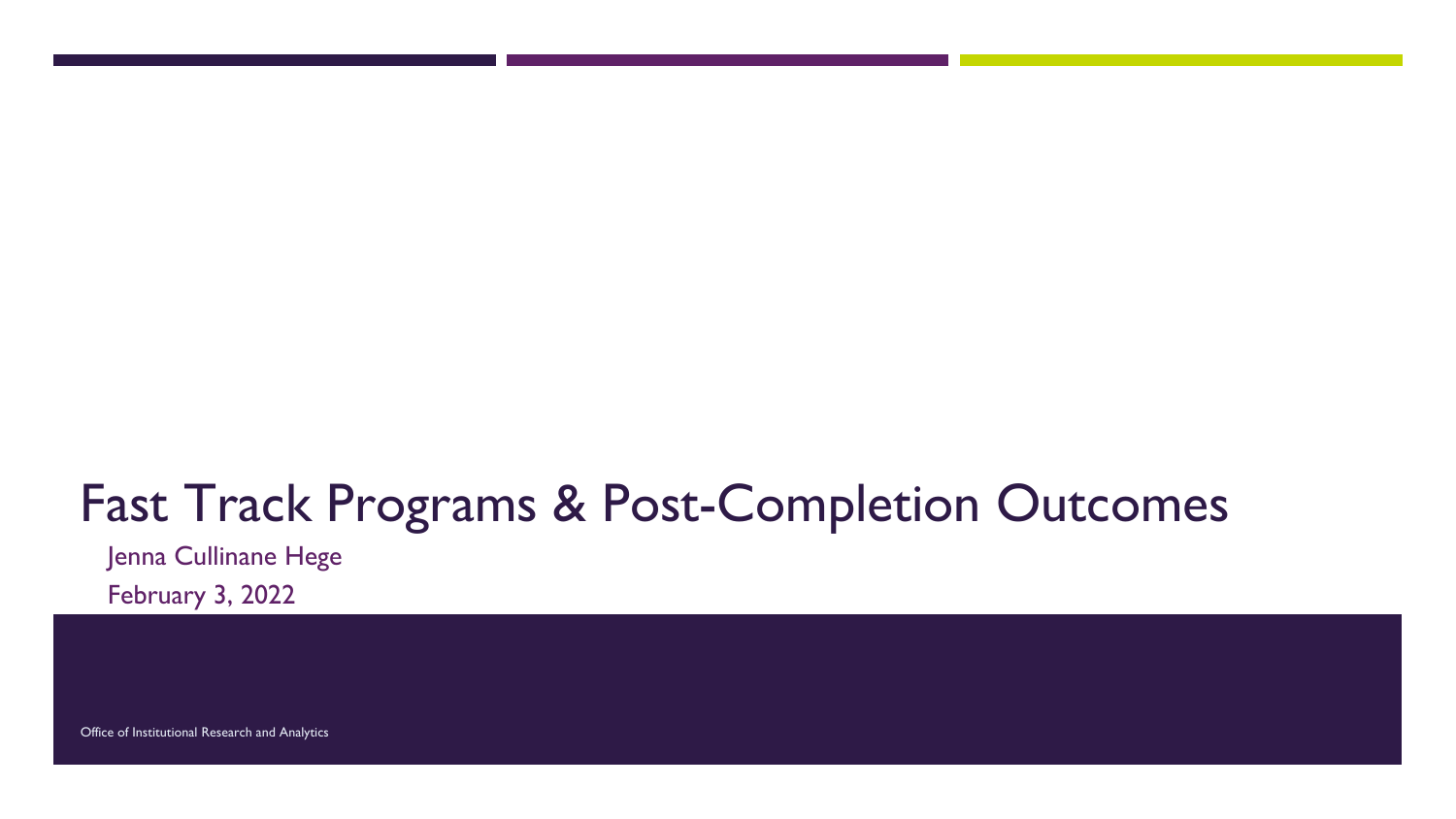# Fast Track Programs & Post-Completion Outcomes

Jenna Cullinane Hege

February 3, 2022

Office of Institutional Research and Analytics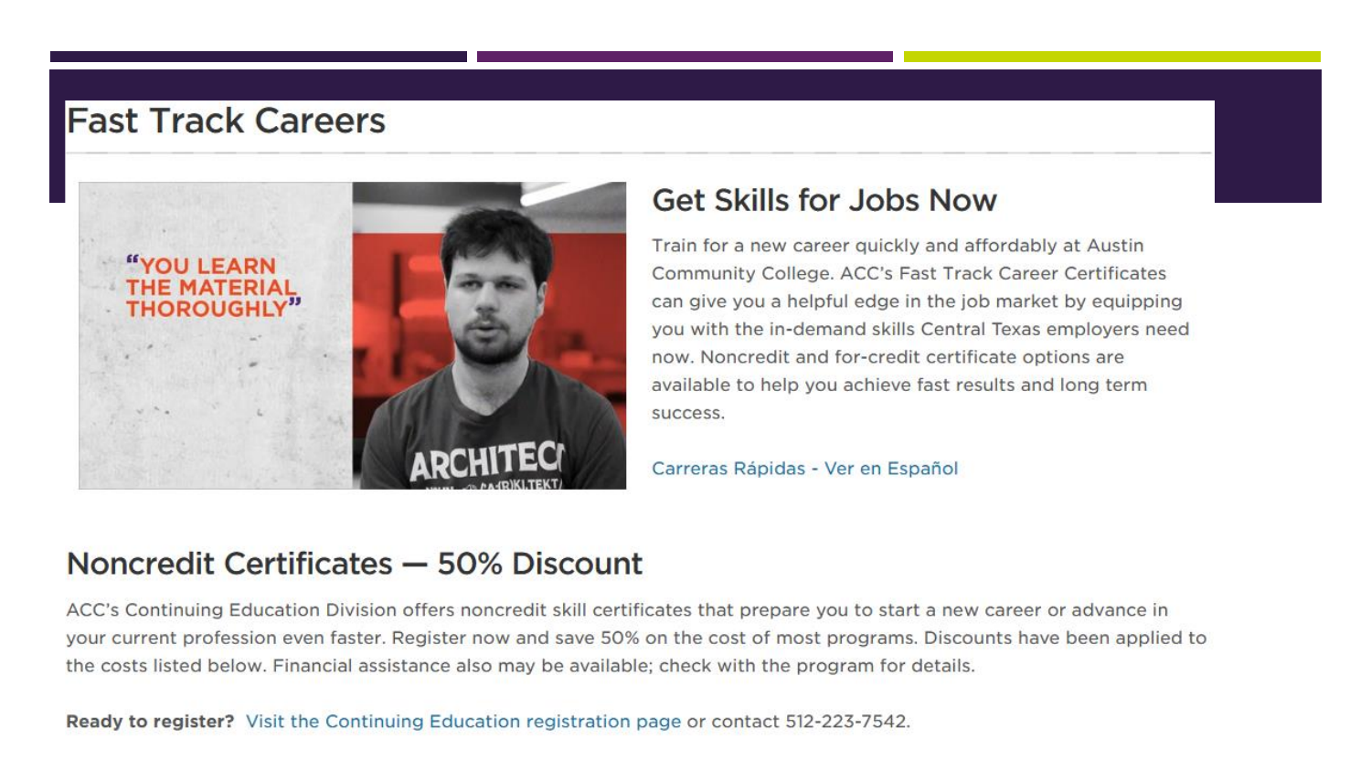# Fast Track Careers

## Get Skills for Jobs Now

Train for a new career quickly and affordably at Austin Community College. ACC's Fast Track Career Certificates can give you a helpful edge in the job market by equipping you with the in-demand skills Central Texas employers need now. Noncredit and for-credit certificate options are available to help you achieve fast results and long term success.

Carreras Rápidas - Ver en Español

## Noncredit Certificates — 50% Discount

ACC's Continuing Education Division offers noncredit skill certificates that prepare you to start a new career or advance in your current profession even faster. Register now and save 50% on the cost of most programs. Discounts have been applied to the costs listed below. Financial assistance also may be available; check with the program for details.

**Ready to register?** Visit the Continuing Education registration page or contact 512-223-7542.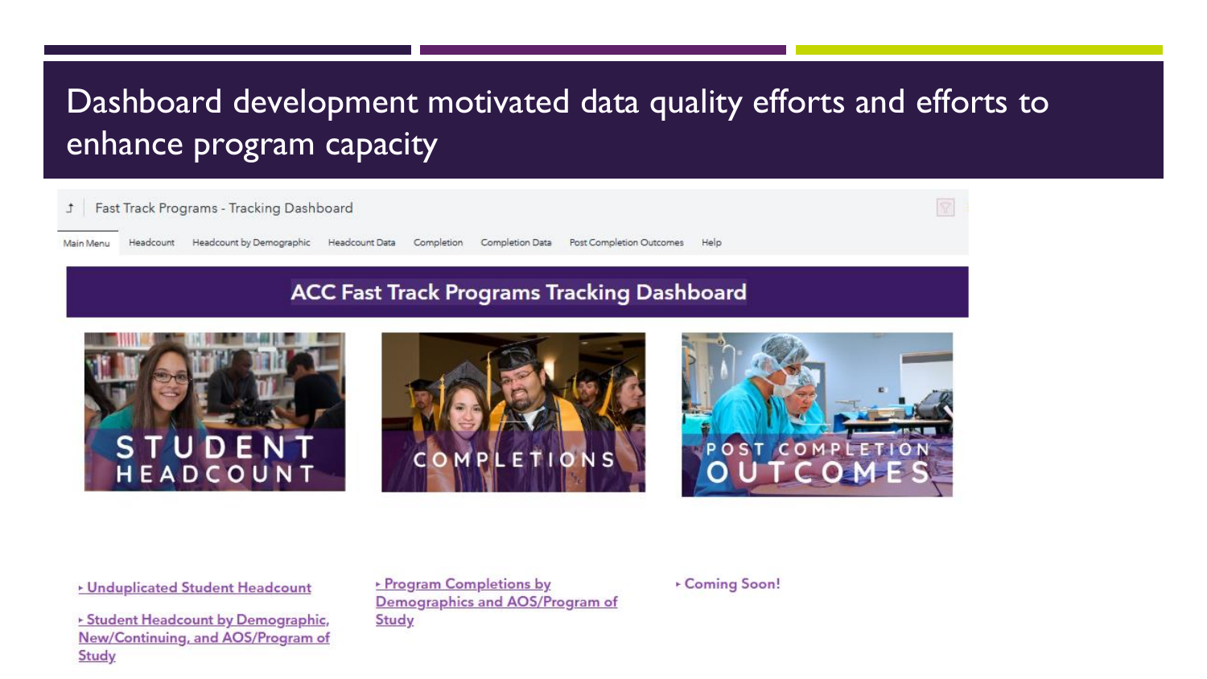# Dashboard development motivated data quality efforts and efforts to enhance program capacity

Fast Track Programs - Tracking Dashboard

Main Menu | Headcount | Headcount by Demographic | Headcount Data | Completion | Completion Data | Post Completion Outcomes | Help

## ACC Fast Track Programs Tracking Dashboard

STUDENT HEADCOUNT

COMPLETIONS

POST COMPLETION OUTCOMES

- Unduplicated Student Headcount
- Student Headcount by Demographic, New/Continuing, and AOS/Program of Study

- Program Completions by Demographics and AOS/Program of Study

- Coming Soon!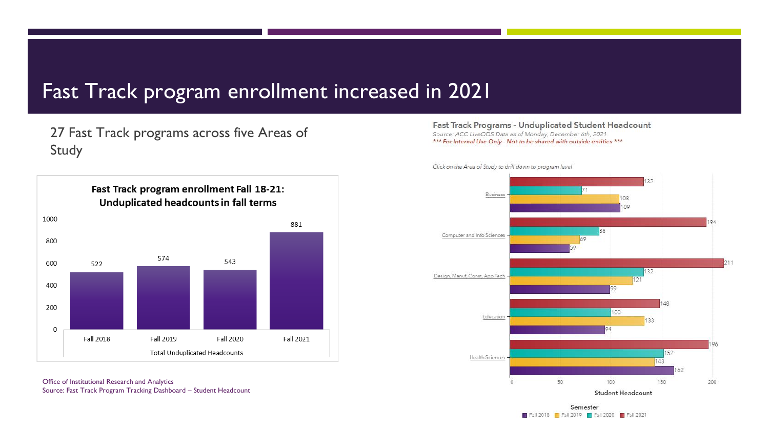# Fast Track program enrollment increased in 2021

27 Fast Track programs across five Areas of Study

**Fast Track program enrollment Fall 18-21: Unduplicated headcounts in fall terms**

| Total Unduplicated Headcounts | Fall 2018 | Fall 2019 | Fall 2020 | Fall 2021 |
|---|---|---|---|---|
| Headcount | 522 | 574 | 543 | 881 |

Office of Institutional Research and Analytics
Source: Fast Track Program Tracking Dashboard – Student Headcount

**Fast Track Programs - Unduplicated Student Headcount**

*Source: ACC LiveODS Data as of Monday, December 6th, 2021*

*\*\*\* For Internal Use Only - Not to be shared with outside entities \*\*\**

*Click on the Area of Study to drill down to program level*

| Area of Study | Fall 2018 | Fall 2019 | Fall 2020 | Fall 2021 |
|---|---|---|---|---|
| Business | 109 | 108 | 71 | 132 |
| Computer and Info Sciences | 59 | 69 | 88 | 194 |
| Design, Manuf, Const, App Tech | 99 | 121 | 132 | 211 |
| Education | 94 | 133 | 100 | 148 |
| Health Sciences | 162 | 143 | 152 | 196 |

Student Headcount

Semester: Fall 2018, Fall 2019, Fall 2020, Fall 2021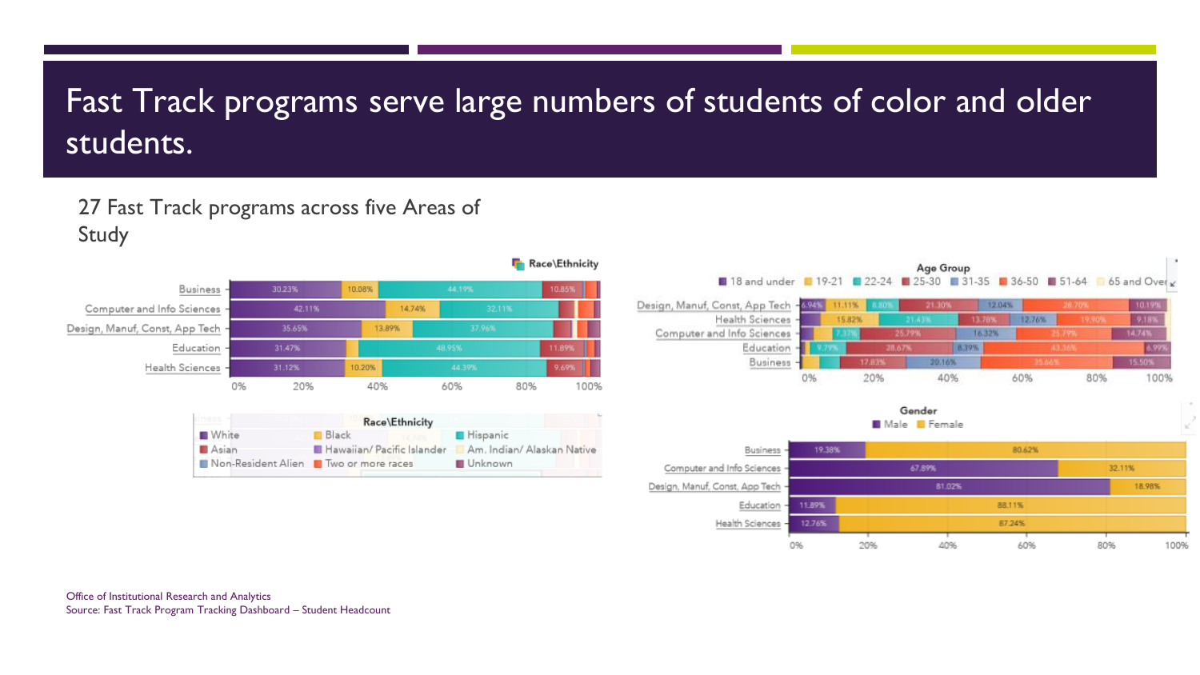# Fast Track programs serve large numbers of students of color and older students.

27 Fast Track programs across five Areas of Study

**Race\Ethnicity**

| Area of Study | White | Black | Hispanic | Asian |
|---|---|---|---|---|
| Business | 30.23% | 10.08% | 44.19% | 10.85% |
| Computer and Info Sciences | 42.11% | 14.74% | 32.11% | |
| Design, Manuf, Const, App Tech | 35.65% | 13.89% | 37.96% | |
| Education | 31.47% | | 48.95% | 11.89% |
| Health Sciences | 31.12% | 10.20% | 44.39% | 9.69% |

Legend: White, Black, Hispanic, Asian, Hawaiian/ Pacific Islander, Am. Indian/ Alaskan Native, Non-Resident Alien, Two or more races, Unknown

**Age Group**

Legend: 18 and under, 19-21, 22-24, 25-30, 31-35, 36-50, 51-64, 65 and Over

| Area of Study | Values shown |
|---|---|
| Design, Manuf, Const, App Tech | 6.94%, 11.11%, 8.80%, 21.30%, 12.04%, 28.70%, 10.19% |
| Health Sciences | 15.82%, 21.43%, 13.78%, 12.76%, 19.90%, 9.18% |
| Computer and Info Sciences | 7.37%, 25.79%, 16.32%, 25.79%, 14.74% |
| Education | 9.79%, 28.67%, 8.39%, 43.36%, 6.99% |
| Business | 17.83%, 20.16%, 35.66%, 15.50% |

**Gender**

| Area of Study | Male | Female |
|---|---|---|
| Business | 19.38% | 80.62% |
| Computer and Info Sciences | 67.89% | 32.11% |
| Design, Manuf, Const, App Tech | 81.02% | 18.98% |
| Education | 11.89% | 88.11% |
| Health Sciences | 12.76% | 87.24% |

Office of Institutional Research and Analytics
Source: Fast Track Program Tracking Dashboard – Student Headcount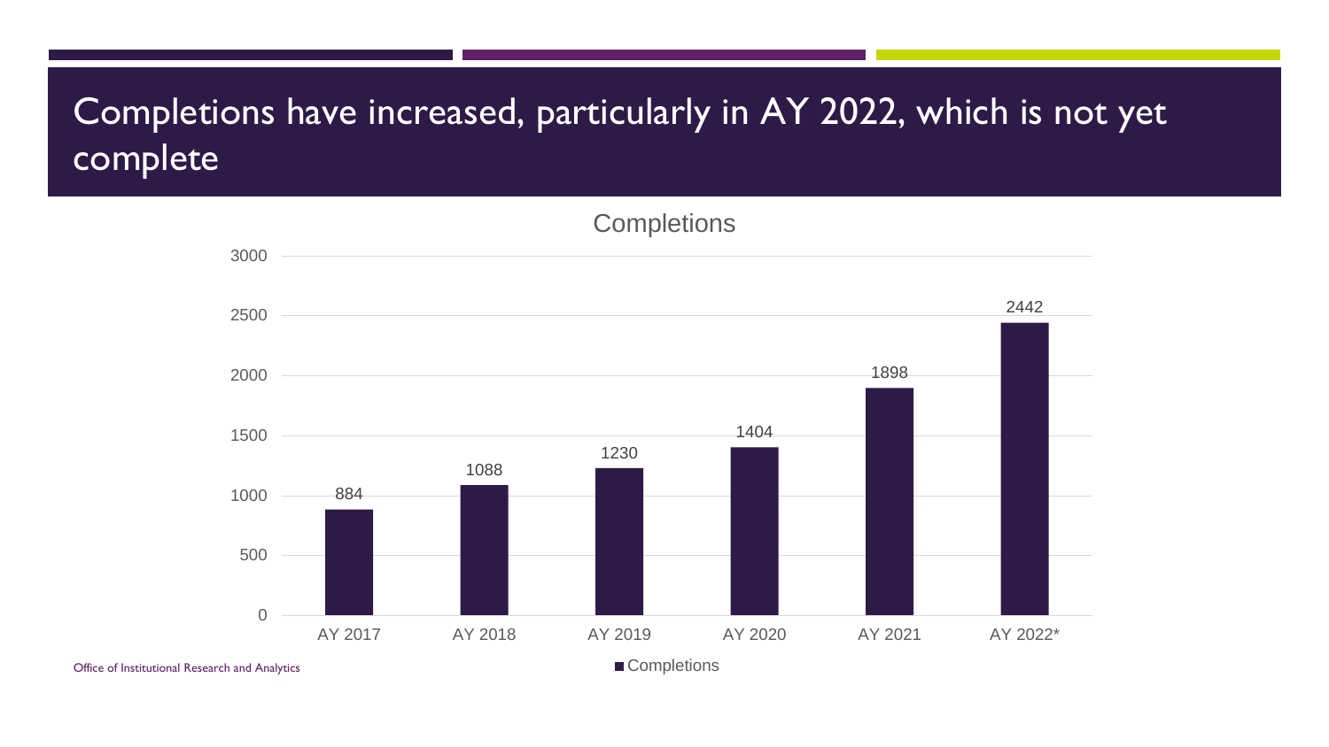# Completions have increased, particularly in AY 2022, which is not yet complete

**Completions**

| | Completions |
|---|---|
| AY 2017 | 884 |
| AY 2018 | 1088 |
| AY 2019 | 1230 |
| AY 2020 | 1404 |
| AY 2021 | 1898 |
| AY 2022* | 2442 |

Office of Institutional Research and Analytics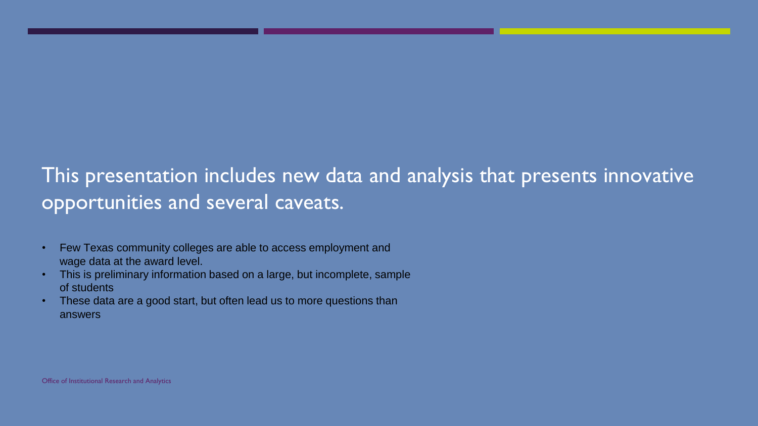# This presentation includes new data and analysis that presents innovative opportunities and several caveats.

- Few Texas community colleges are able to access employment and wage data at the award level.
- This is preliminary information based on a large, but incomplete, sample of students
- These data are a good start, but often lead us to more questions than answers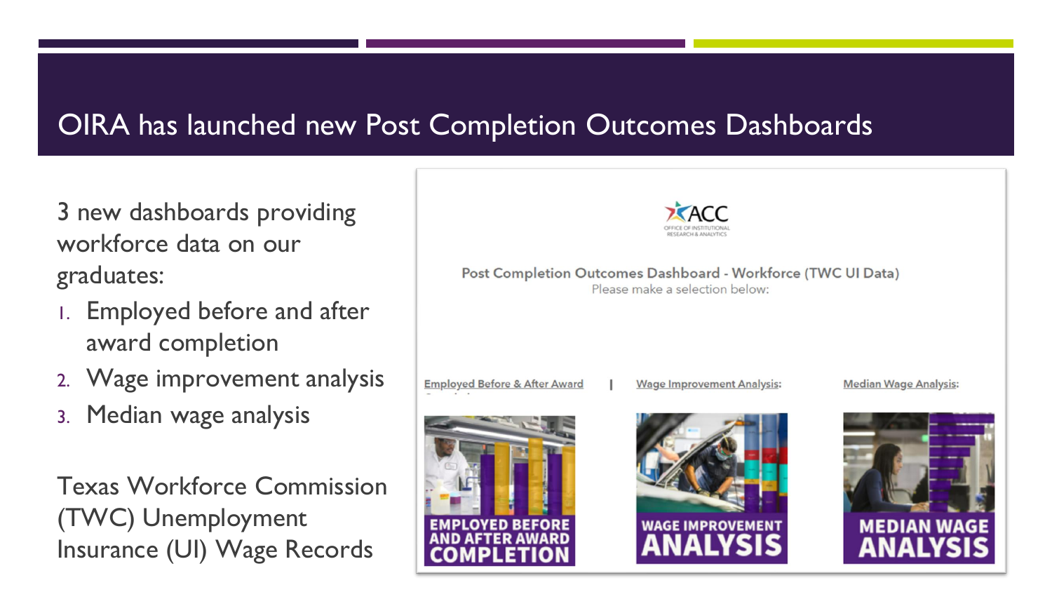# OIRA has launched new Post Completion Outcomes Dashboards

3 new dashboards providing workforce data on our graduates:

1. Employed before and after award completion
2. Wage improvement analysis
3. Median wage analysis

Texas Workforce Commission (TWC) Unemployment Insurance (UI) Wage Records

ACC
OFFICE OF INSTITUTIONAL RESEARCH & ANALYTICS

Post Completion Outcomes Dashboard - Workforce (TWC UI Data)
Please make a selection below:

Employed Before & After Award | Wage Improvement Analysis: | Median Wage Analysis:

EMPLOYED BEFORE AND AFTER AWARD COMPLETION

WAGE IMPROVEMENT ANALYSIS

MEDIAN WAGE ANALYSIS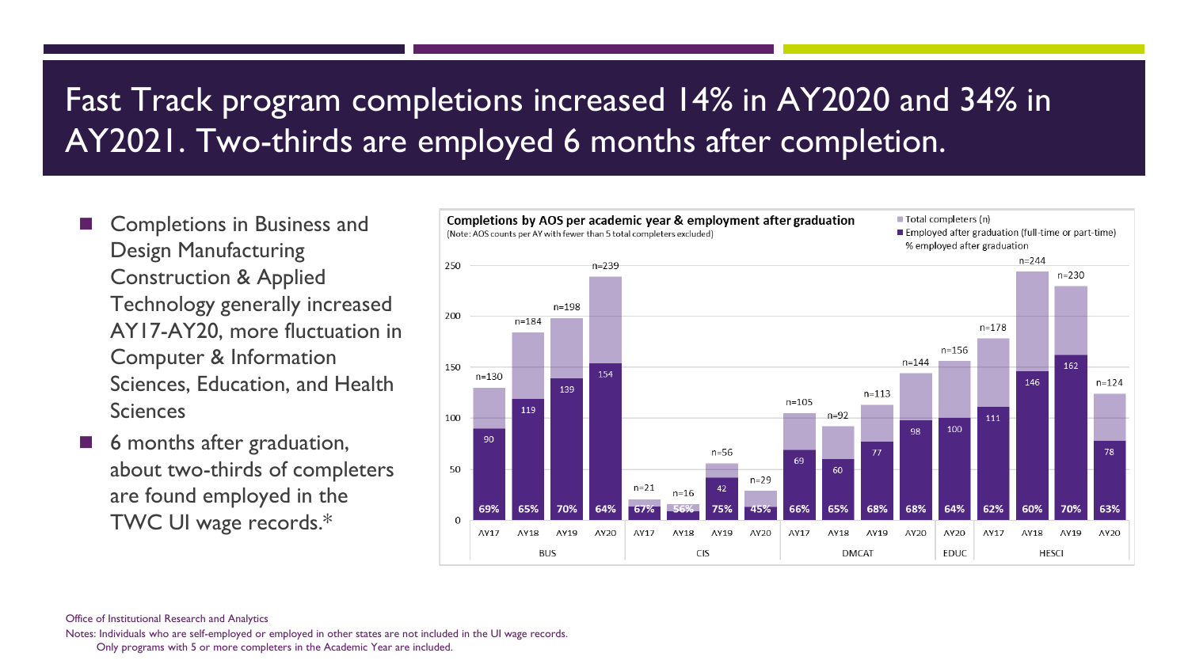# Fast Track program completions increased 14% in AY2020 and 34% in AY2021. Two-thirds are employed 6 months after completion.

- Completions in Business and Design Manufacturing Construction & Applied Technology generally increased AY17-AY20, more fluctuation in Computer & Information Sciences, Education, and Health Sciences
- 6 months after graduation, about two-thirds of completers are found employed in the TWC UI wage records.*

**Completions by AOS per academic year & employment after graduation**
(Note: AOS counts per AY with fewer than 5 total completers excluded)

| AOS | AY | Total completers (n) | Employed after graduation (full-time or part-time) | % employed after graduation |
|---|---|---|---|---|
| BUS | AY17 | 130 | 90 | 69% |
| BUS | AY18 | 184 | 119 | 65% |
| BUS | AY19 | 198 | 139 | 70% |
| BUS | AY20 | 239 | 154 | 64% |
| CIS | AY17 | 21 | | 67% |
| CIS | AY18 | 16 | | 56% |
| CIS | AY19 | 56 | 42 | 75% |
| CIS | AY20 | 29 | | 45% |
| DMCAT | AY17 | 105 | 69 | 66% |
| DMCAT | AY18 | 92 | 60 | 65% |
| DMCAT | AY19 | 113 | 77 | 68% |
| DMCAT | AY20 | 144 | 98 | 68% |
| EDUC | AY20 | 156 | 100 | 64% |
| HESCI | AY17 | 178 | 111 | 62% |
| HESCI | AY18 | 244 | 146 | 60% |
| HESCI | AY19 | 230 | 162 | 70% |
| HESCI | AY20 | 124 | 78 | 63% |

Office of Institutional Research and Analytics

Notes: Individuals who are self-employed or employed in other states are not included in the UI wage records.
Only programs with 5 or more completers in the Academic Year are included.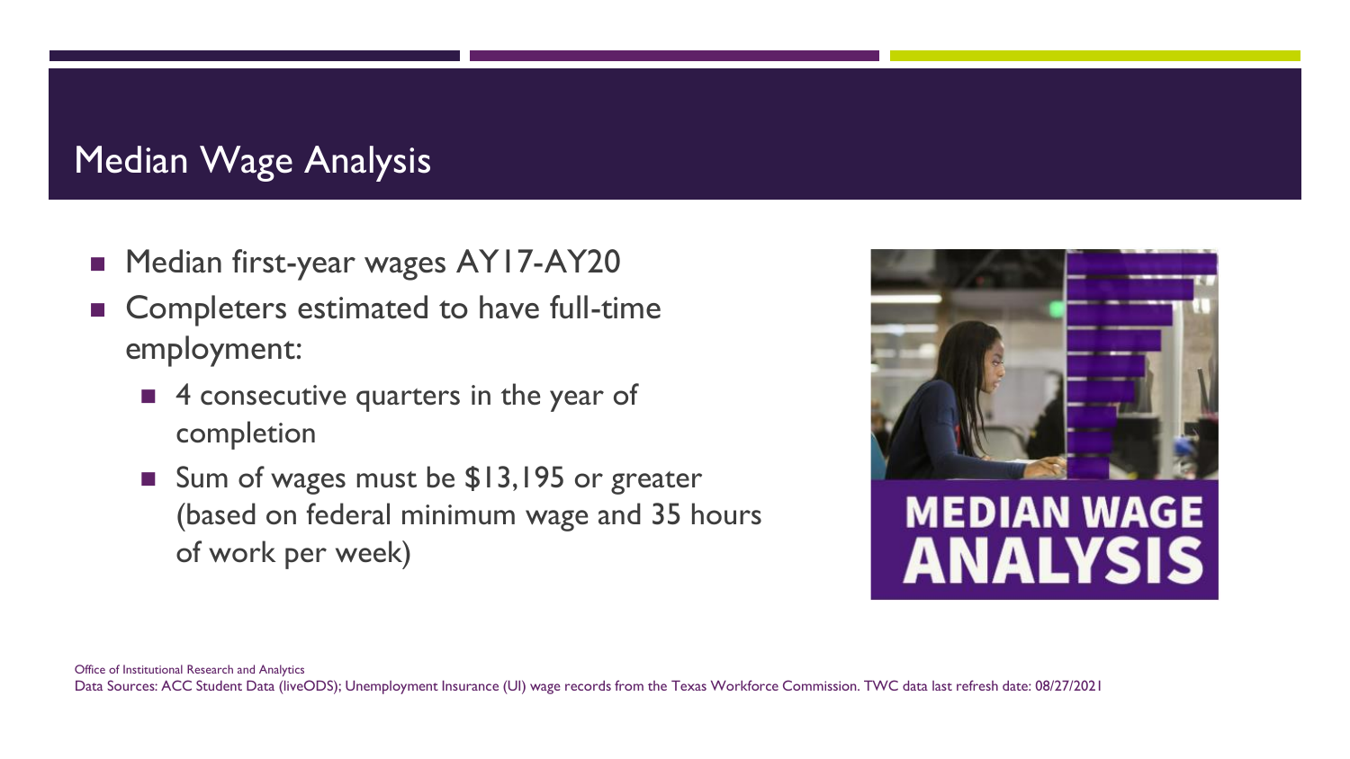## Median Wage Analysis

- Median first-year wages AY17-AY20
- Completers estimated to have full-time employment:
  - 4 consecutive quarters in the year of completion
  - Sum of wages must be $13,195 or greater (based on federal minimum wage and 35 hours of work per week)

MEDIAN WAGE ANALYSIS

Office of Institutional Research and Analytics

Data Sources: ACC Student Data (liveODS); Unemployment Insurance (UI) wage records from the Texas Workforce Commission. TWC data last refresh date: 08/27/2021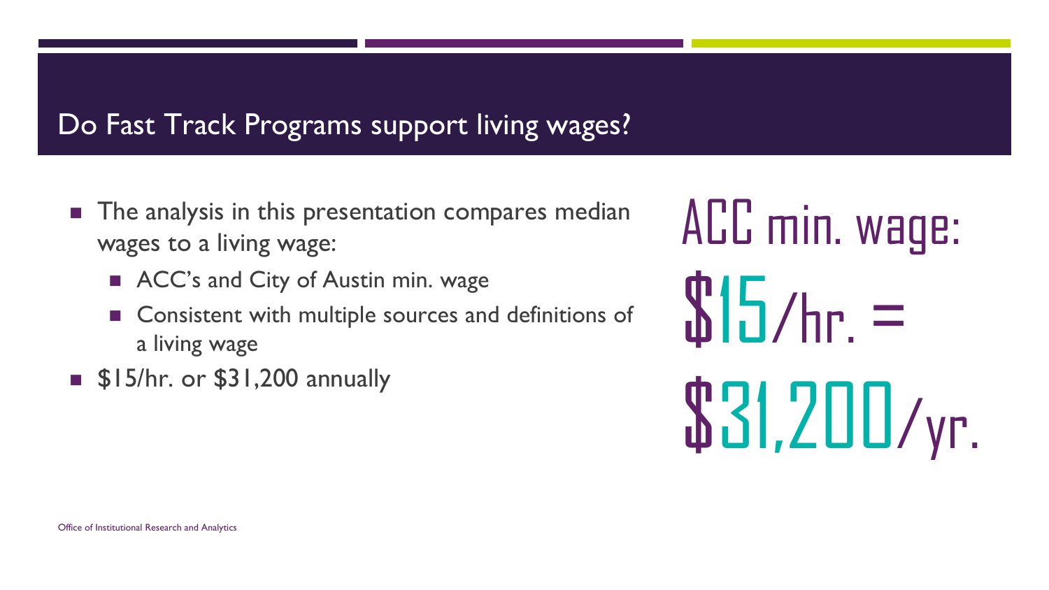## Do Fast Track Programs support living wages?

- The analysis in this presentation compares median wages to a living wage:
  - ACC's and City of Austin min. wage
  - Consistent with multiple sources and definitions of a living wage
- $15/hr. or $31,200 annually

ACC min. wage:

$15/hr. =

$31,200/yr.

Office of Institutional Research and Analytics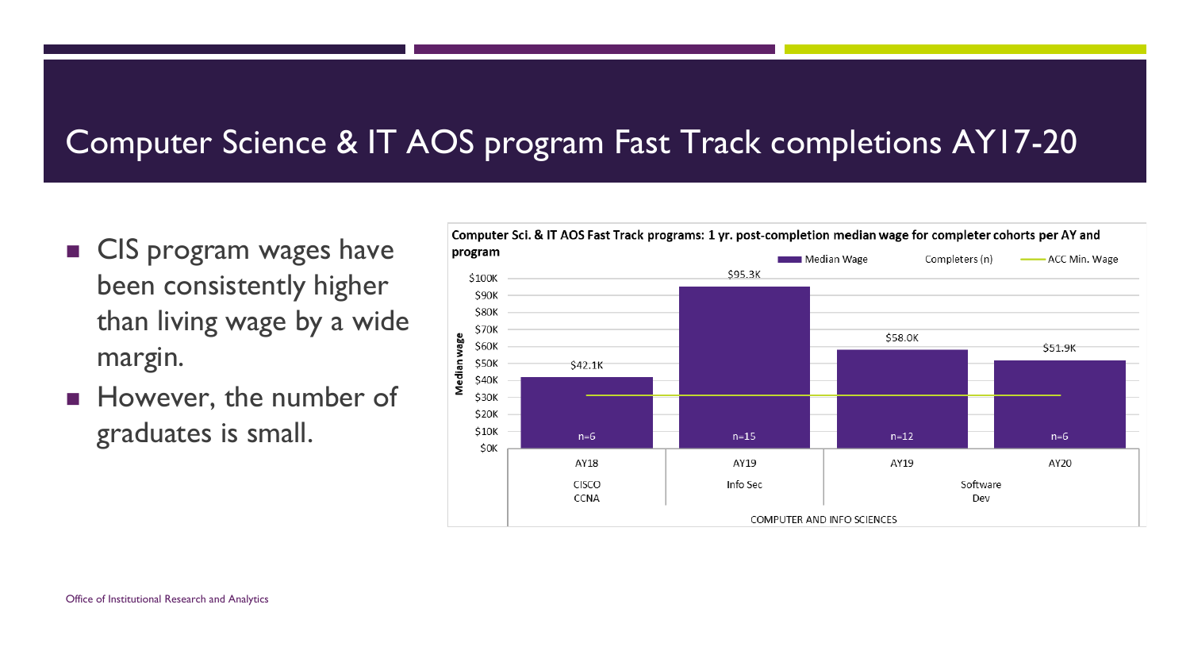# Computer Science & IT AOS program Fast Track completions AY17-20

- CIS program wages have been consistently higher than living wage by a wide margin.
- However, the number of graduates is small.

**Computer Sci. & IT AOS Fast Track programs: 1 yr. post-completion median wage for completer cohorts per AY and program**

| Program | AY | Median Wage | Completers (n) |
|---|---|---|---|
| CISCO CCNA | AY18 | $42.1K | n=6 |
| Info Sec | AY19 | $95.3K | n=15 |
| Software Dev | AY19 | $58.0K | n=12 |
| Software Dev | AY20 | $51.9K | n=6 |

COMPUTER AND INFO SCIENCES

Office of Institutional Research and Analytics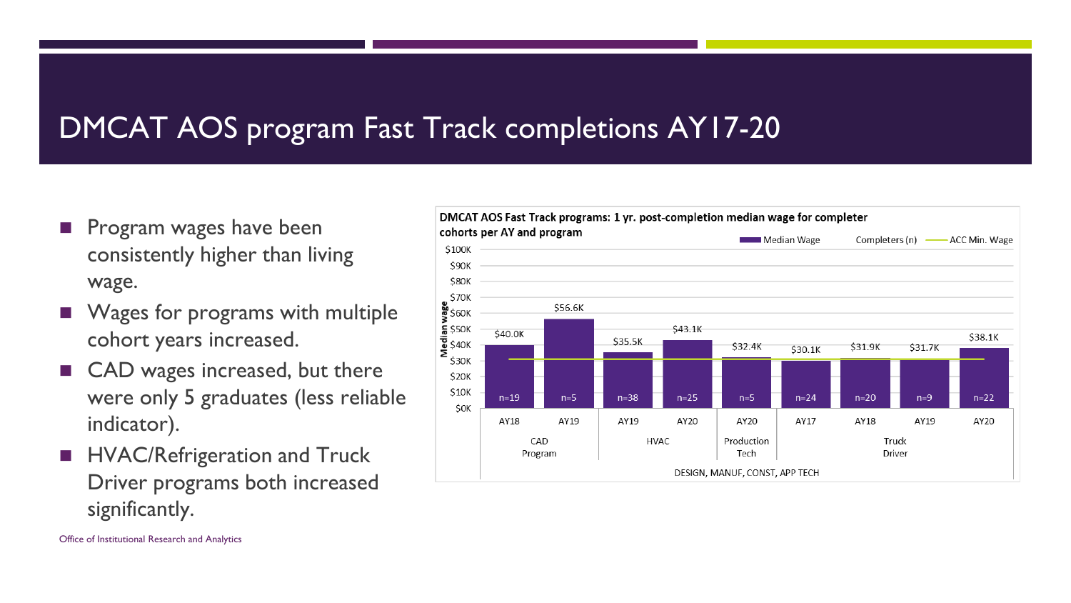# DMCAT AOS program Fast Track completions AY17-20

- Program wages have been consistently higher than living wage.
- Wages for programs with multiple cohort years increased.
- CAD wages increased, but there were only 5 graduates (less reliable indicator).
- HVAC/Refrigeration and Truck Driver programs both increased significantly.

**DMCAT AOS Fast Track programs: 1 yr. post-completion median wage for completer cohorts per AY and program**

| Program | AY | Median Wage | Completers (n) |
|---|---|---|---|
| CAD Program | AY18 | $40.0K | n=19 |
| CAD Program | AY19 | $56.6K | n=5 |
| HVAC | AY19 | $35.5K | n=38 |
| HVAC | AY20 | $43.1K | n=25 |
| Production Tech | AY20 | $32.4K | n=5 |
| Truck Driver | AY17 | $30.1K | n=24 |
| Truck Driver | AY18 | $31.9K | n=20 |
| Truck Driver | AY19 | $31.7K | n=9 |
| Truck Driver | AY20 | $38.1K | n=22 |

DESIGN, MANUF, CONST, APP TECH

Legend: Median Wage; Completers (n); ACC Min. Wage

Office of Institutional Research and Analytics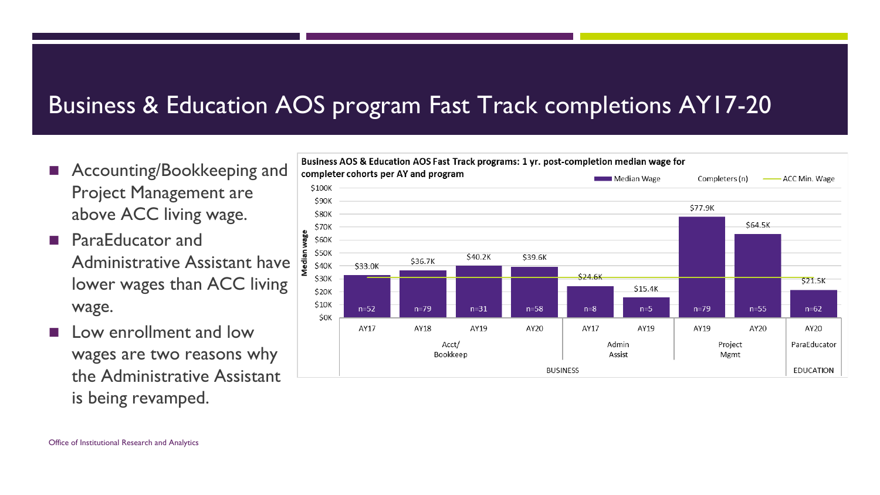# Business & Education AOS program Fast Track completions AY17-20

- Accounting/Bookkeeping and Project Management are above ACC living wage.
- ParaEducator and Administrative Assistant have lower wages than ACC living wage.
- Low enrollment and low wages are two reasons why the Administrative Assistant is being revamped.

**Business AOS & Education AOS Fast Track programs: 1 yr. post-completion median wage for completer cohorts per AY and program**

| Division | Program | AY | Median Wage | Completers (n) |
|---|---|---|---|---|
| BUSINESS | Acct/ Bookkeep | AY17 | $33.0K | n=52 |
| BUSINESS | Acct/ Bookkeep | AY18 | $36.7K | n=79 |
| BUSINESS | Acct/ Bookkeep | AY19 | $40.2K | n=31 |
| BUSINESS | Acct/ Bookkeep | AY20 | $39.6K | n=58 |
| BUSINESS | Admin Assist | AY17 | $24.6K | n=8 |
| BUSINESS | Admin Assist | AY19 | $15.4K | n=5 |
| BUSINESS | Project Mgmt | AY19 | $77.9K | n=79 |
| BUSINESS | Project Mgmt | AY20 | $64.5K | n=55 |
| EDUCATION | ParaEducator | AY20 | $21.5K | n=62 |

Office of Institutional Research and Analytics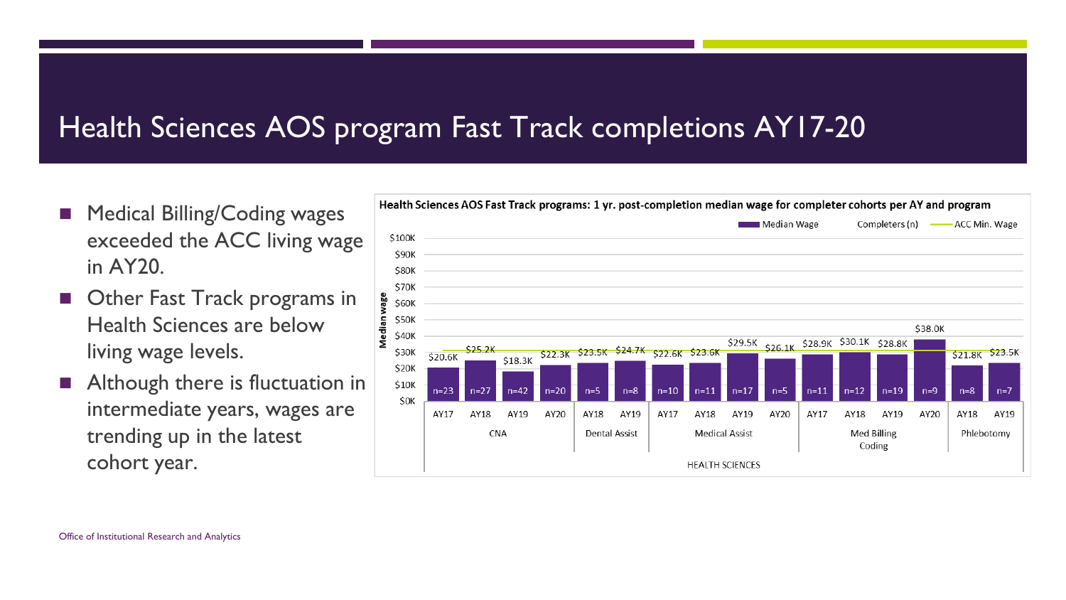# Health Sciences AOS program Fast Track completions AY17-20

- Medical Billing/Coding wages exceeded the ACC living wage in AY20.
- Other Fast Track programs in Health Sciences are below living wage levels.
- Although there is fluctuation in intermediate years, wages are trending up in the latest cohort year.

**Health Sciences AOS Fast Track programs: 1 yr. post-completion median wage for completer cohorts per AY and program**

| Program | AY | Median Wage | Completers (n) |
|---|---|---|---|
| CNA | AY17 | $20.6K | n=23 |
| CNA | AY18 | $25.2K | n=27 |
| CNA | AY19 | $18.3K | n=42 |
| CNA | AY20 | $22.3K | n=20 |
| Dental Assist | AY18 | $23.5K | n=5 |
| Dental Assist | AY19 | $24.7K | n=8 |
| Medical Assist | AY17 | $22.6K | n=10 |
| Medical Assist | AY18 | $23.6K | n=11 |
| Medical Assist | AY19 | $29.5K | n=17 |
| Medical Assist | AY20 | $26.1K | n=5 |
| Med Billing Coding | AY17 | $28.9K | n=11 |
| Med Billing Coding | AY18 | $30.1K | n=12 |
| Med Billing Coding | AY19 | $28.8K | n=19 |
| Med Billing Coding | AY20 | $38.0K | n=9 |
| Phlebotomy | AY18 | $21.8K | n=8 |
| Phlebotomy | AY19 | $23.5K | n=7 |

HEALTH SCIENCES

Legend: Median Wage; Completers (n); ACC Min. Wage

Office of Institutional Research and Analytics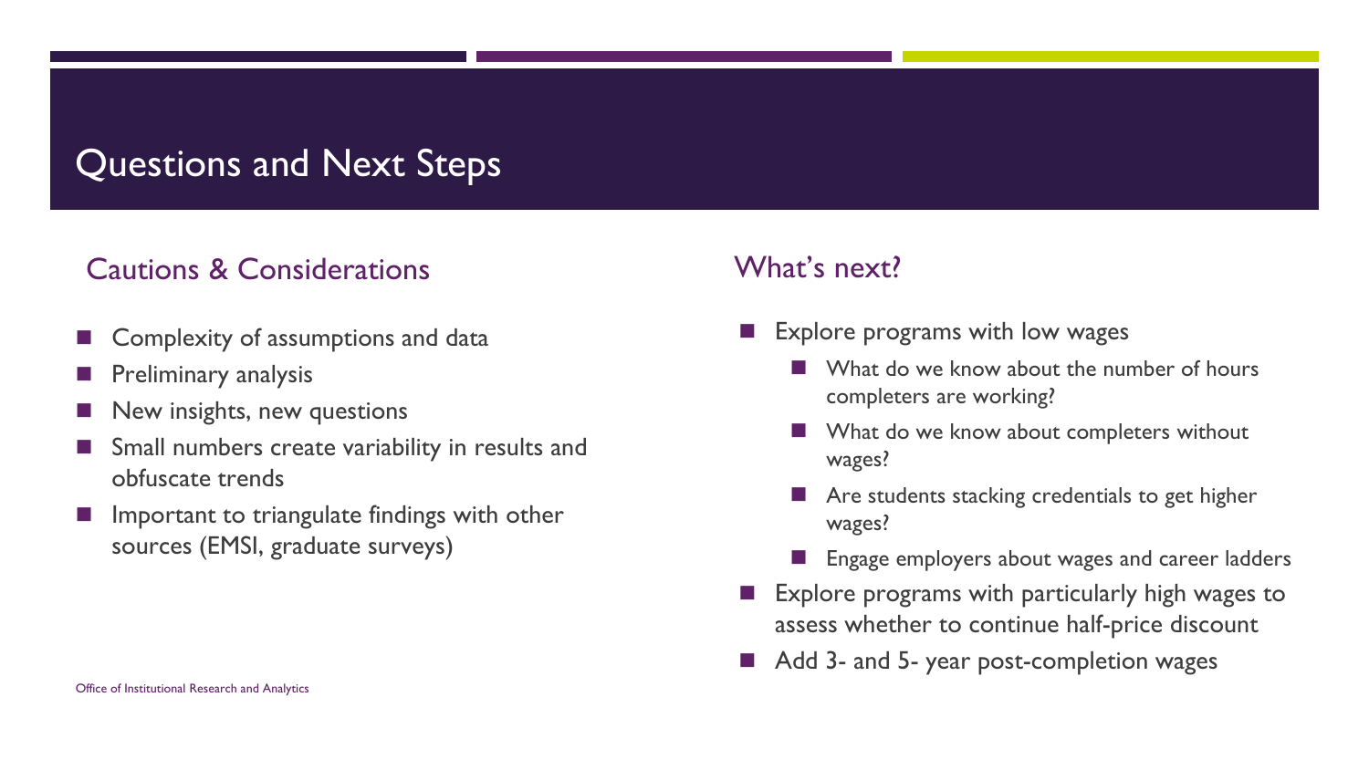# Questions and Next Steps

## Cautions & Considerations

- Complexity of assumptions and data
- Preliminary analysis
- New insights, new questions
- Small numbers create variability in results and obfuscate trends
- Important to triangulate findings with other sources (EMSI, graduate surveys)

## What's next?

- Explore programs with low wages
  - What do we know about the number of hours completers are working?
  - What do we know about completers without wages?
  - Are students stacking credentials to get higher wages?
  - Engage employers about wages and career ladders
- Explore programs with particularly high wages to assess whether to continue half-price discount
- Add 3- and 5- year post-completion wages

Office of Institutional Research and Analytics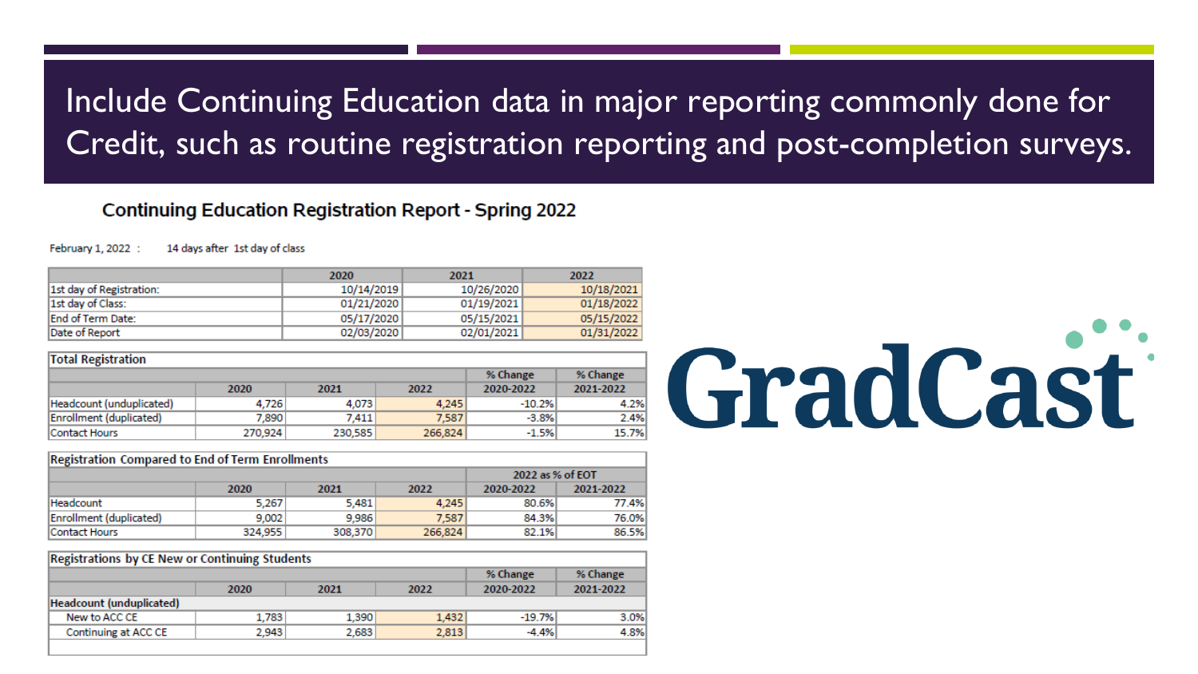# Include Continuing Education data in major reporting commonly done for Credit, such as routine registration reporting and post-completion surveys.

## Continuing Education Registration Report - Spring 2022

February 1, 2022 : 14 days after 1st day of class

| | 2020 | 2021 | 2022 |
|---|---|---|---|
| 1st day of Registration: | 10/14/2019 | 10/26/2020 | 10/18/2021 |
| 1st day of Class: | 01/21/2020 | 01/19/2021 | 01/18/2022 |
| End of Term Date: | 05/17/2020 | 05/15/2021 | 05/15/2022 |
| Date of Report | 02/03/2020 | 02/01/2021 | 01/31/2022 |

**Total Registration**

| | 2020 | 2021 | 2022 | % Change 2020-2022 | % Change 2021-2022 |
|---|---|---|---|---|---|
| Headcount (unduplicated) | 4,726 | 4,073 | 4,245 | -10.2% | 4.2% |
| Enrollment (duplicated) | 7,890 | 7,411 | 7,587 | -3.8% | 2.4% |
| Contact Hours | 270,924 | 230,585 | 266,824 | -1.5% | 15.7% |

**Registration Compared to End of Term Enrollments**

| | | | | 2022 as % of EOT | |
|---|---|---|---|---|---|
| | 2020 | 2021 | 2022 | 2020-2022 | 2021-2022 |
| Headcount | 5,267 | 5,481 | 4,245 | 80.6% | 77.4% |
| Enrollment (duplicated) | 9,002 | 9,986 | 7,587 | 84.3% | 76.0% |
| Contact Hours | 324,955 | 308,370 | 266,824 | 82.1% | 86.5% |

**Registrations by CE New or Continuing Students**

| | 2020 | 2021 | 2022 | % Change 2020-2022 | % Change 2021-2022 |
|---|---|---|---|---|---|
| **Headcount (unduplicated)** | | | | | |
| New to ACC CE | 1,783 | 1,390 | 1,432 | -19.7% | 3.0% |
| Continuing at ACC CE | 2,943 | 2,683 | 2,813 | -4.4% | 4.8% |

GradCast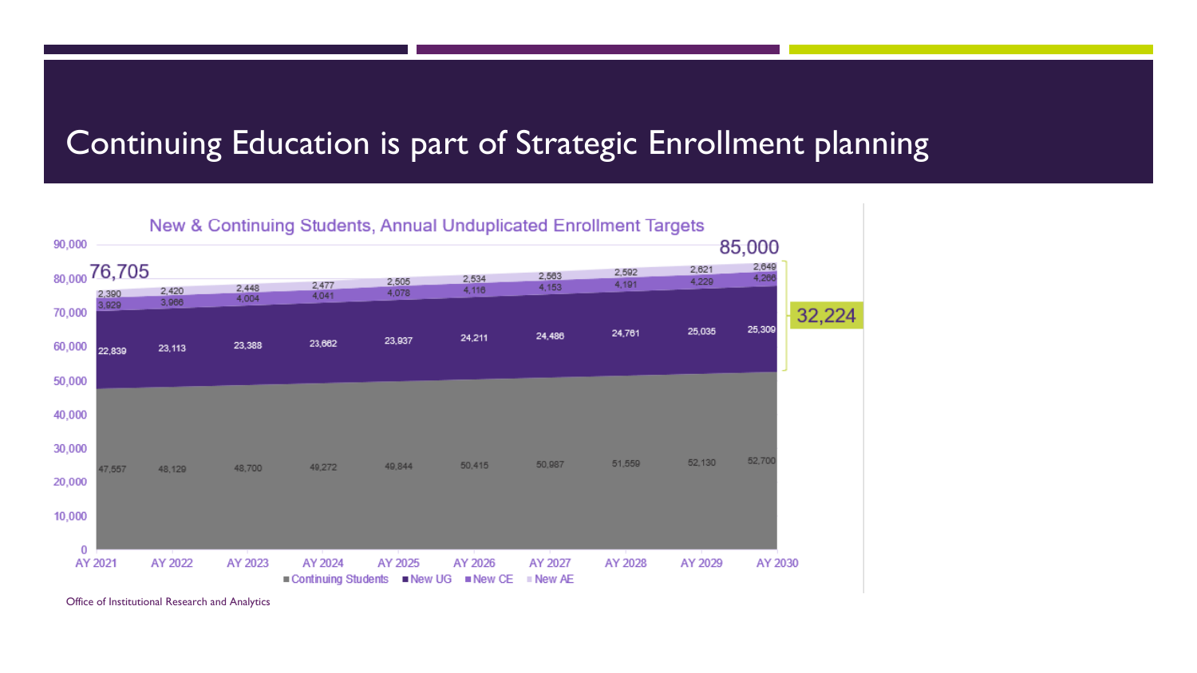# Continuing Education is part of Strategic Enrollment planning

**New & Continuing Students, Annual Unduplicated Enrollment Targets**

| | AY 2021 | AY 2022 | AY 2023 | AY 2024 | AY 2025 | AY 2026 | AY 2027 | AY 2028 | AY 2029 | AY 2030 |
|---|---|---|---|---|---|---|---|---|---|---|
| New AE | 2,390 | 2,420 | 2,448 | 2,477 | 2,505 | 2,534 | 2,563 | 2,592 | 2,621 | 2,649 |
| New CE | 3,929 | 3,966 | 4,004 | 4,041 | 4,078 | 4,116 | 4,153 | 4,191 | 4,229 | 4,266 |
| New UG | 22,839 | 23,113 | 23,388 | 23,662 | 23,937 | 24,211 | 24,486 | 24,761 | 25,035 | 25,309 |
| Continuing Students | 47,557 | 48,129 | 48,700 | 49,272 | 49,844 | 50,415 | 50,987 | 51,559 | 52,130 | 52,700 |

Total AY 2021: 76,705

Total AY 2030: 85,000

New students AY 2030: 32,224

Office of Institutional Research and Analytics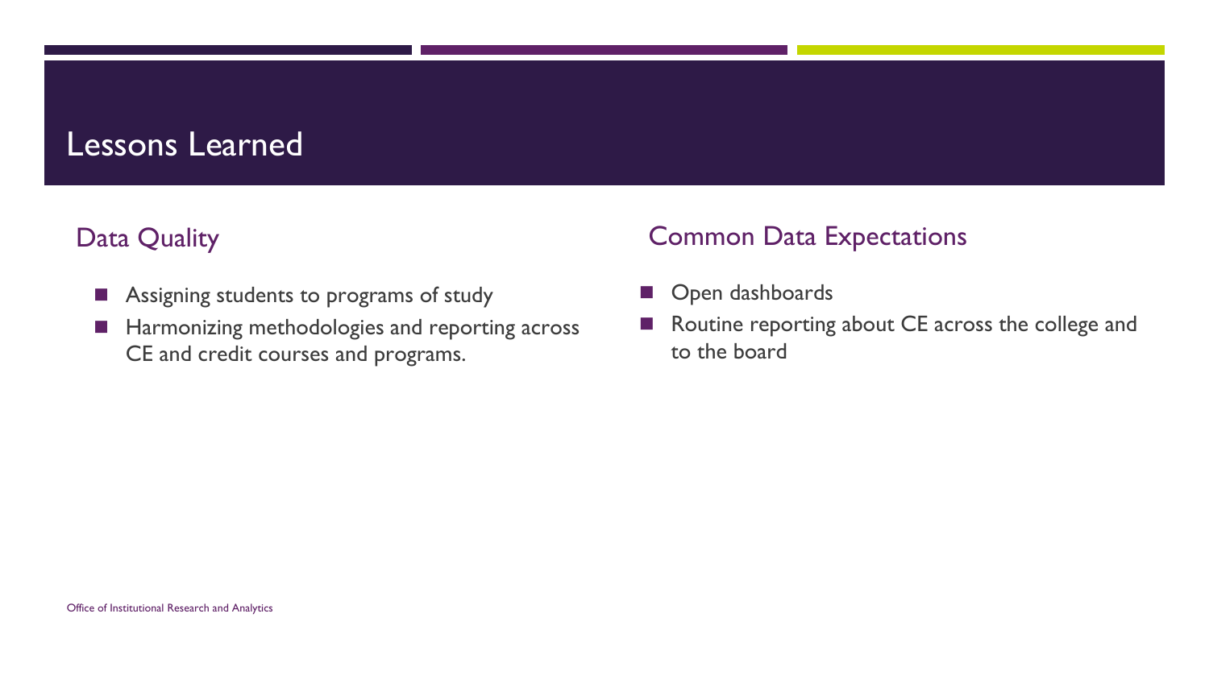# Lessons Learned

## Data Quality

- Assigning students to programs of study
- Harmonizing methodologies and reporting across CE and credit courses and programs.

## Common Data Expectations

- Open dashboards
- Routine reporting about CE across the college and to the board